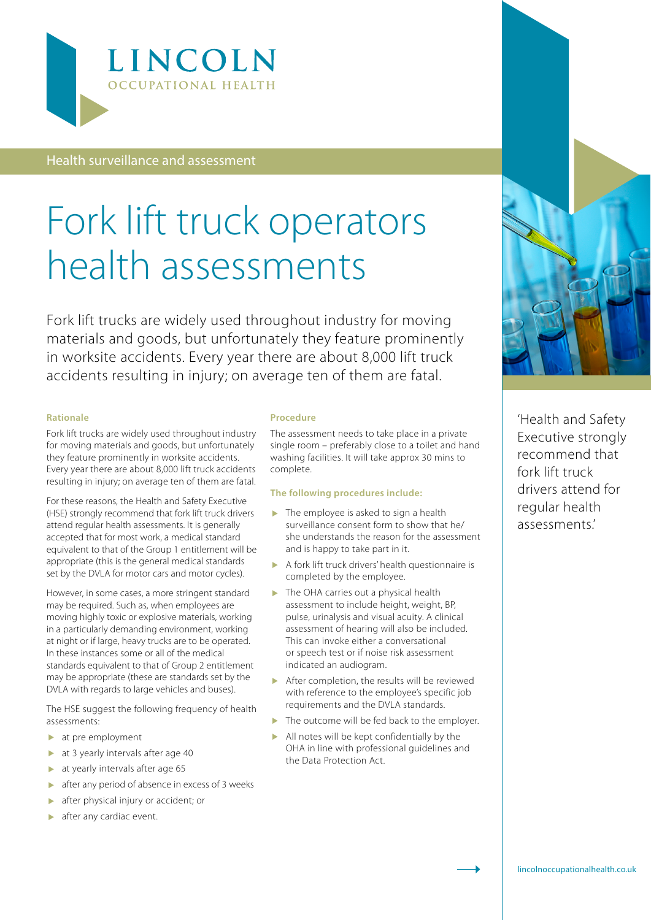LINCOLN
OCCUPATIONAL HEALTH

Health surveillance and assessment

# Fork lift truck operators health assessments

Fork lift trucks are widely used throughout industry for moving materials and goods, but unfortunately they feature prominently in worksite accidents. Every year there are about 8,000 lift truck accidents resulting in injury; on average ten of them are fatal.

### Rationale

Fork lift trucks are widely used throughout industry for moving materials and goods, but unfortunately they feature prominently in worksite accidents. Every year there are about 8,000 lift truck accidents resulting in injury; on average ten of them are fatal.

For these reasons, the Health and Safety Executive (HSE) strongly recommend that fork lift truck drivers attend regular health assessments. It is generally accepted that for most work, a medical standard equivalent to that of the Group 1 entitlement will be appropriate (this is the general medical standards set by the DVLA for motor cars and motor cycles).

However, in some cases, a more stringent standard may be required. Such as, when employees are moving highly toxic or explosive materials, working in a particularly demanding environment, working at night or if large, heavy trucks are to be operated. In these instances some or all of the medical standards equivalent to that of Group 2 entitlement may be appropriate (these are standards set by the DVLA with regards to large vehicles and buses).

The HSE suggest the following frequency of health assessments:

- at pre employment
- at 3 yearly intervals after age 40
- at yearly intervals after age 65
- after any period of absence in excess of 3 weeks
- after physical injury or accident; or
- after any cardiac event.

### Procedure

The assessment needs to take place in a private single room – preferably close to a toilet and hand washing facilities. It will take approx 30 mins to complete.

### The following procedures include:

- The employee is asked to sign a health surveillance consent form to show that he/she understands the reason for the assessment and is happy to take part in it.
- A fork lift truck drivers' health questionnaire is completed by the employee.
- The OHA carries out a physical health assessment to include height, weight, BP, pulse, urinalysis and visual acuity. A clinical assessment of hearing will also be included. This can invoke either a conversational or speech test or if noise risk assessment indicated an audiogram.
- After completion, the results will be reviewed with reference to the employee's specific job requirements and the DVLA standards.
- The outcome will be fed back to the employer.
- All notes will be kept confidentially by the OHA in line with professional guidelines and the Data Protection Act.

'Health and Safety Executive strongly recommend that fork lift truck drivers attend for regular health assessments.'

lincolnoccupationalhealth.co.uk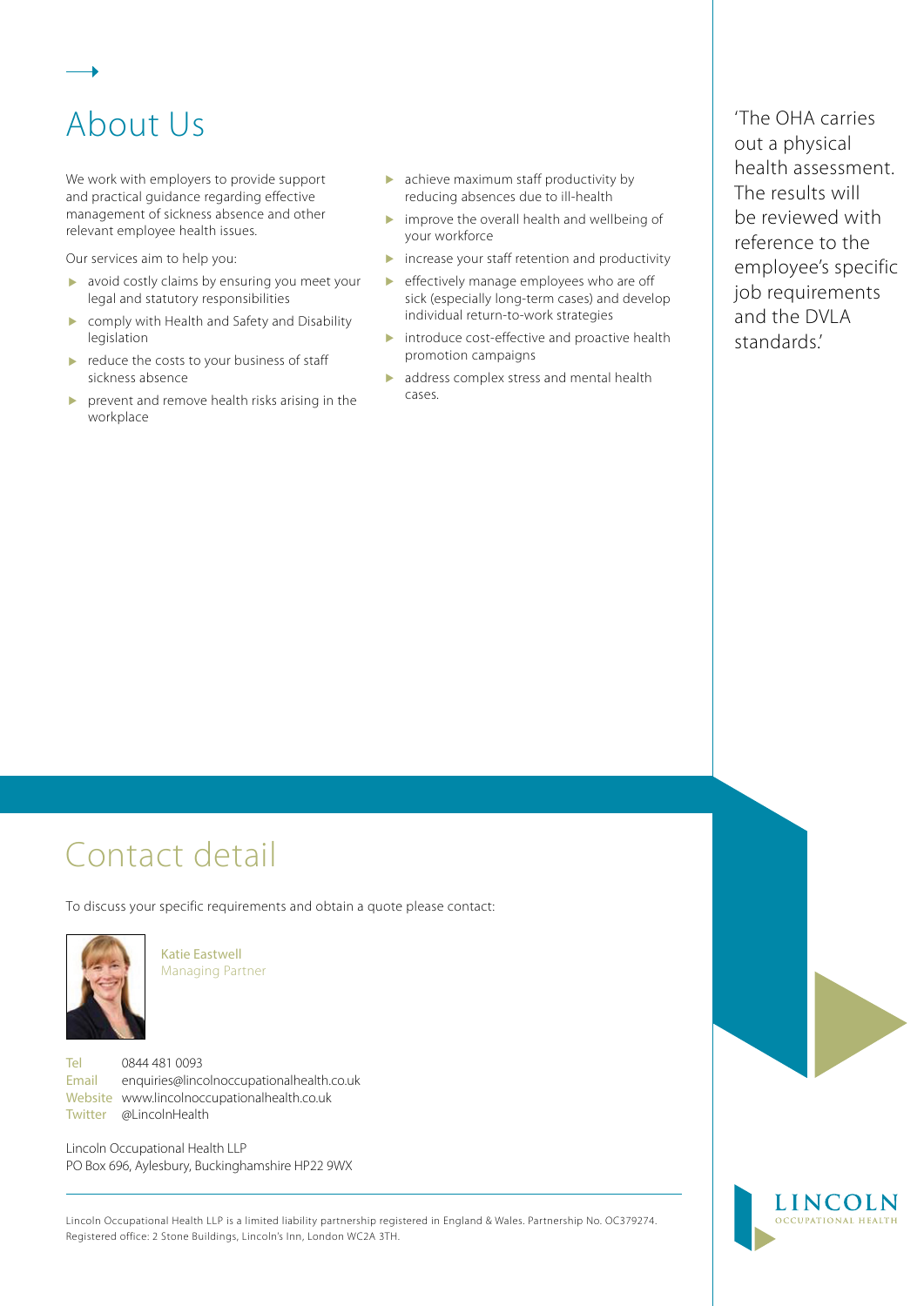# About Us

We work with employers to provide support and practical guidance regarding effective management of sickness absence and other relevant employee health issues.

Our services aim to help you:

- avoid costly claims by ensuring you meet your legal and statutory responsibilities
- comply with Health and Safety and Disability legislation
- reduce the costs to your business of staff sickness absence
- prevent and remove health risks arising in the workplace
- achieve maximum staff productivity by reducing absences due to ill-health
- improve the overall health and wellbeing of your workforce
- increase your staff retention and productivity
- effectively manage employees who are off sick (especially long-term cases) and develop individual return-to-work strategies
- introduce cost-effective and proactive health promotion campaigns
- address complex stress and mental health cases.

'The OHA carries out a physical health assessment. The results will be reviewed with reference to the employee's specific job requirements and the DVLA standards.'

# Contact detail

To discuss your specific requirements and obtain a quote please contact:

Katie Eastwell
Managing Partner

Tel 0844 481 0093
Email enquiries@lincolnoccupationalhealth.co.uk
Website www.lincolnoccupationalhealth.co.uk
Twitter @LincolnHealth

Lincoln Occupational Health LLP
PO Box 696, Aylesbury, Buckinghamshire HP22 9WX

Lincoln Occupational Health LLP is a limited liability partnership registered in England & Wales. Partnership No. OC379274.
Registered office: 2 Stone Buildings, Lincoln's Inn, London WC2A 3TH.

LINCOLN
OCCUPATIONAL HEALTH